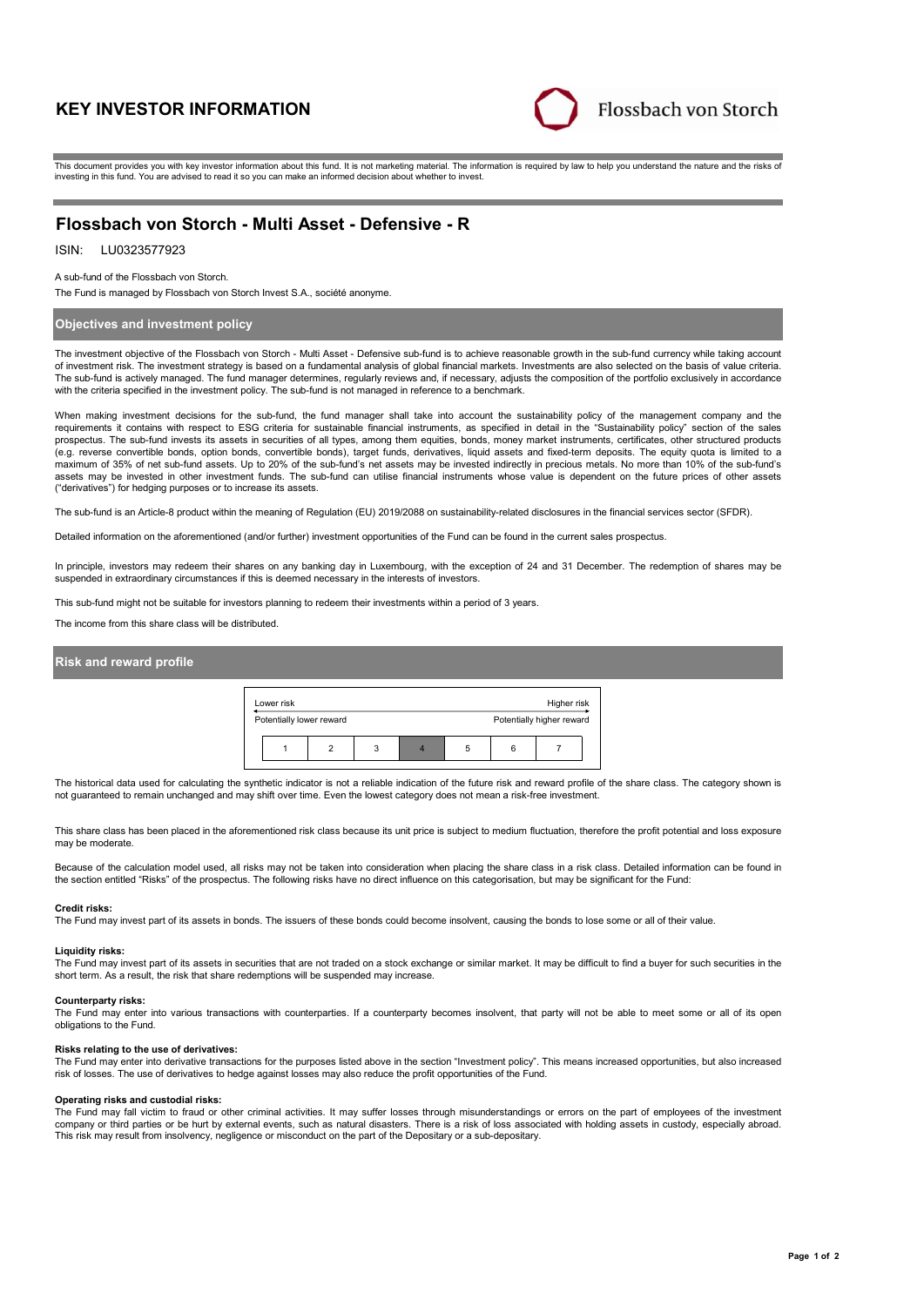# KEY INVESTOR INFORMATION

Flossbach von Storch

This document provides you with key investor information about this fund. It is not marketing material. The information is required by law to help you understand the nature and the risks of investing in this fund. You are advised to read it so you can make an informed decision about whether to invest.

## Flossbach von Storch - Multi Asset - Defensive - R

ISIN: LU0323577923

A sub-fund of the Flossbach von Storch.

The Fund is managed by Flossbach von Storch Invest S.A., société anonyme.

### Objectives and investment policy

The investment objective of the Flossbach von Storch - Multi Asset - Defensive sub-fund is to achieve reasonable growth in the sub-fund currency while taking account of investment risk. The investment strategy is based on a fundamental analysis of global financial markets. Investments are also selected on the basis of value criteria. The sub-fund is actively managed. The fund manager determines, regularly reviews and, if necessary, adjusts the composition of the portfolio exclusively in accordance with the criteria specified in the investment policy. The sub-fund is not managed in reference to a benchmark.

When making investment decisions for the sub-fund, the fund manager shall take into account the sustainability policy of the management company and the requirements it contains with respect to ESG criteria for sustainable financial instruments, as specified in detail in the "Sustainability policy" section of the sales prospectus. The sub-fund invests its assets in securities of all types, among them equities, bonds, money market instruments, certificates, other structured products (e.g. reverse convertible bonds, option bonds, convertible bonds), target funds, derivatives, liquid assets and fixed-term deposits. The equity quota is limited to a maximum of 35% of net sub-fund assets. Up to 20% of the sub-fund's net assets may be invested indirectly in precious metals. No more than 10% of the sub-fund's assets may be invested in other investment funds. The sub-fund can utilise financial instruments whose value is dependent on the future prices of other assets ("derivatives") for hedging purposes or to increase its assets.

The sub-fund is an Article-8 product within the meaning of Regulation (EU) 2019/2088 on sustainability-related disclosures in the financial services sector (SFDR).

Detailed information on the aforementioned (and/or further) investment opportunities of the Fund can be found in the current sales prospectus.

In principle, investors may redeem their shares on any banking day in Luxembourg, with the exception of 24 and 31 December. The redemption of shares may be suspended in extraordinary circumstances if this is deemed necessary in the interests of investors.

This sub-fund might not be suitable for investors planning to redeem their investments within a period of 3 years.

The income from this share class will be distributed.

### Risk and reward profile

| Lower risk | | | | | | Higher risk |
|---|---|---|---|---|---|---|
| Potentially lower reward | | | | | | Potentially higher reward |
| 1 | 2 | 3 | **4** | 5 | 6 | 7 |

The historical data used for calculating the synthetic indicator is not a reliable indication of the future risk and reward profile of the share class. The category shown is not guaranteed to remain unchanged and may shift over time. Even the lowest category does not mean a risk-free investment.

This share class has been placed in the aforementioned risk class because its unit price is subject to medium fluctuation, therefore the profit potential and loss exposure may be moderate.

Because of the calculation model used, all risks may not be taken into consideration when placing the share class in a risk class. Detailed information can be found in the section entitled "Risks" of the prospectus. The following risks have no direct influence on this categorisation, but may be significant for the Fund:

**Credit risks:**
The Fund may invest part of its assets in bonds. The issuers of these bonds could become insolvent, causing the bonds to lose some or all of their value.

**Liquidity risks:**
The Fund may invest part of its assets in securities that are not traded on a stock exchange or similar market. It may be difficult to find a buyer for such securities in the short term. As a result, the risk that share redemptions will be suspended may increase.

**Counterparty risks:**
The Fund may enter into various transactions with counterparties. If a counterparty becomes insolvent, that party will not be able to meet some or all of its open obligations to the Fund.

**Risks relating to the use of derivatives:**
The Fund may enter into derivative transactions for the purposes listed above in the section "Investment policy". This means increased opportunities, but also increased risk of losses. The use of derivatives to hedge against losses may also reduce the profit opportunities of the Fund.

**Operating risks and custodial risks:**
The Fund may fall victim to fraud or other criminal activities. It may suffer losses through misunderstandings or errors on the part of employees of the investment company or third parties or be hurt by external events, such as natural disasters. There is a risk of loss associated with holding assets in custody, especially abroad. This risk may result from insolvency, negligence or misconduct on the part of the Depositary or a sub-depositary.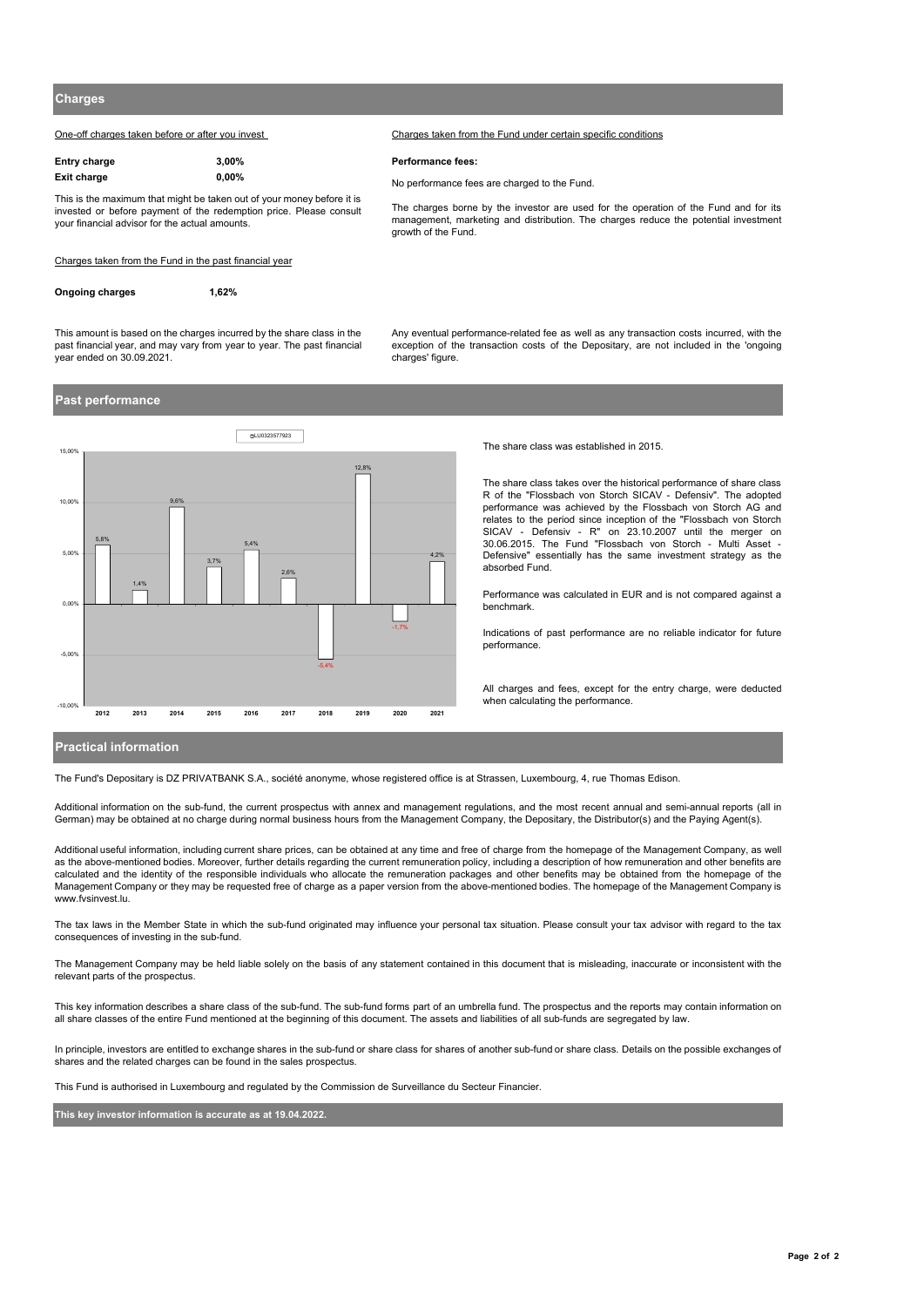## Charges

One-off charges taken before or after you invest

| | |
|---|---|
| **Entry charge** | **3,00%** |
| **Exit charge** | **0,00%** |

This is the maximum that might be taken out of your money before it is invested or before payment of the redemption price. Please consult your financial advisor for the actual amounts.

Charges taken from the Fund in the past financial year

| | |
|---|---|
| **Ongoing charges** | **1,62%** |

This amount is based on the charges incurred by the share class in the past financial year, and may vary from year to year. The past financial year ended on 30.09.2021.

Charges taken from the Fund under certain specific conditions

**Performance fees:**

No performance fees are charged to the Fund.

The charges borne by the investor are used for the operation of the Fund and for its management, marketing and distribution. The charges reduce the potential investment growth of the Fund.

Any eventual performance-related fee as well as any transaction costs incurred, with the exception of the transaction costs of the Depositary, are not included in the 'ongoing charges' figure.

## Past performance

LU0323577923

15,00%
10,00%
5,00%
0,00%
-5,00%
-10,00%

5,8%
1,4%
9,6%
3,7%
5,4%
2,6%
-5,4%
12,8%
-1,7%
4,2%

2012 2013 2014 2015 2016 2017 2018 2019 2020 2021

The share class was established in 2015.

The share class takes over the historical performance of share class R of the "Flossbach von Storch SICAV - Defensiv". The adopted performance was achieved by the Flossbach von Storch AG and relates to the period since inception of the "Flossbach von Storch SICAV - Defensiv - R" on 23.10.2007 until the merger on 30.06.2015. The Fund "Flossbach von Storch - Multi Asset - Defensive" essentially has the same investment strategy as the absorbed Fund.

Performance was calculated in EUR and is not compared against a benchmark.

Indications of past performance are no reliable indicator for future performance.

All charges and fees, except for the entry charge, were deducted when calculating the performance.

## Practical information

The Fund's Depositary is DZ PRIVATBANK S.A., société anonyme, whose registered office is at Strassen, Luxembourg, 4, rue Thomas Edison.

Additional information on the sub-fund, the current prospectus with annex and management regulations, and the most recent annual and semi-annual reports (all in German) may be obtained at no charge during normal business hours from the Management Company, the Depositary, the Distributor(s) and the Paying Agent(s).

Additional useful information, including current share prices, can be obtained at any time and free of charge from the homepage of the Management Company, as well as the above-mentioned bodies. Moreover, further details regarding the current remuneration policy, including a description of how remuneration and other benefits are calculated and the identity of the responsible individuals who allocate the remuneration packages and other benefits may be obtained from the homepage of the Management Company or they may be requested free of charge as a paper version from the above-mentioned bodies. The homepage of the Management Company is www.fvsinvest.lu.

The tax laws in the Member State in which the sub-fund originated may influence your personal tax situation. Please consult your tax advisor with regard to the tax consequences of investing in the sub-fund.

The Management Company may be held liable solely on the basis of any statement contained in this document that is misleading, inaccurate or inconsistent with the relevant parts of the prospectus.

This key information describes a share class of the sub-fund. The sub-fund forms part of an umbrella fund. The prospectus and the reports may contain information on all share classes of the entire Fund mentioned at the beginning of this document. The assets and liabilities of all sub-funds are segregated by law.

In principle, investors are entitled to exchange shares in the sub-fund or share class for shares of another sub-fund or share class. Details on the possible exchanges of shares and the related charges can be found in the sales prospectus.

This Fund is authorised in Luxembourg and regulated by the Commission de Surveillance du Secteur Financier.

**This key investor information is accurate as at 19.04.2022.**